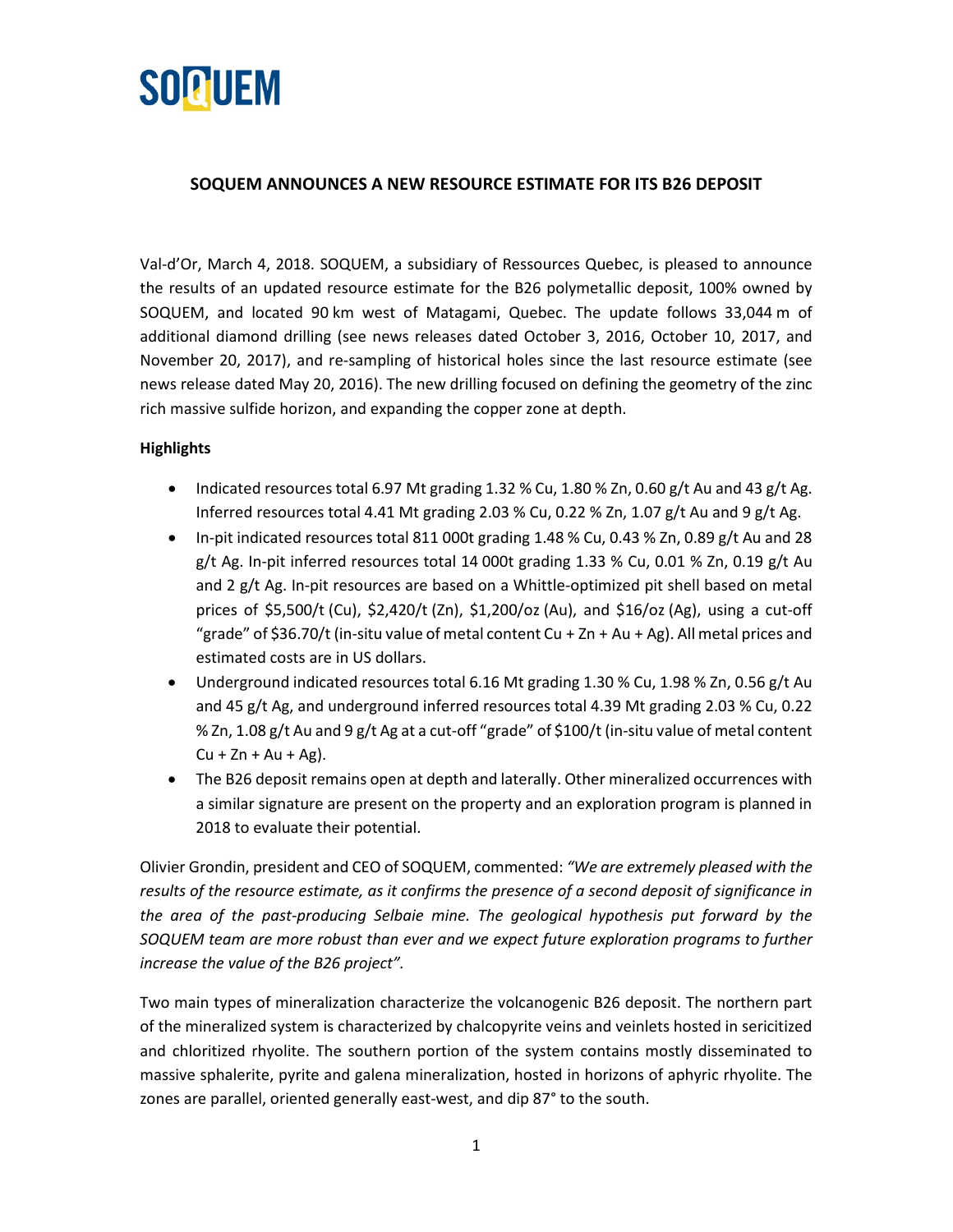SOQUEM

# SOQUEM ANNOUNCES A NEW RESOURCE ESTIMATE FOR ITS B26 DEPOSIT

Val-d'Or, March 4, 2018. SOQUEM, a subsidiary of Ressources Quebec, is pleased to announce the results of an updated resource estimate for the B26 polymetallic deposit, 100% owned by SOQUEM, and located 90 km west of Matagami, Quebec. The update follows 33,044 m of additional diamond drilling (see news releases dated October 3, 2016, October 10, 2017, and November 20, 2017), and re-sampling of historical holes since the last resource estimate (see news release dated May 20, 2016). The new drilling focused on defining the geometry of the zinc rich massive sulfide horizon, and expanding the copper zone at depth.

**Highlights**

- Indicated resources total 6.97 Mt grading 1.32 % Cu, 1.80 % Zn, 0.60 g/t Au and 43 g/t Ag. Inferred resources total 4.41 Mt grading 2.03 % Cu, 0.22 % Zn, 1.07 g/t Au and 9 g/t Ag.
- In-pit indicated resources total 811 000t grading 1.48 % Cu, 0.43 % Zn, 0.89 g/t Au and 28 g/t Ag. In-pit inferred resources total 14 000t grading 1.33 % Cu, 0.01 % Zn, 0.19 g/t Au and 2 g/t Ag. In-pit resources are based on a Whittle-optimized pit shell based on metal prices of $5,500/t (Cu), $2,420/t (Zn), $1,200/oz (Au), and $16/oz (Ag), using a cut-off "grade" of $36.70/t (in-situ value of metal content Cu + Zn + Au + Ag). All metal prices and estimated costs are in US dollars.
- Underground indicated resources total 6.16 Mt grading 1.30 % Cu, 1.98 % Zn, 0.56 g/t Au and 45 g/t Ag, and underground inferred resources total 4.39 Mt grading 2.03 % Cu, 0.22 % Zn, 1.08 g/t Au and 9 g/t Ag at a cut-off "grade" of $100/t (in-situ value of metal content Cu + Zn + Au + Ag).
- The B26 deposit remains open at depth and laterally. Other mineralized occurrences with a similar signature are present on the property and an exploration program is planned in 2018 to evaluate their potential.

Olivier Grondin, president and CEO of SOQUEM, commented: *"We are extremely pleased with the results of the resource estimate, as it confirms the presence of a second deposit of significance in the area of the past-producing Selbaie mine. The geological hypothesis put forward by the SOQUEM team are more robust than ever and we expect future exploration programs to further increase the value of the B26 project".*

Two main types of mineralization characterize the volcanogenic B26 deposit. The northern part of the mineralized system is characterized by chalcopyrite veins and veinlets hosted in sericitized and chloritized rhyolite. The southern portion of the system contains mostly disseminated to massive sphalerite, pyrite and galena mineralization, hosted in horizons of aphyric rhyolite. The zones are parallel, oriented generally east-west, and dip 87° to the south.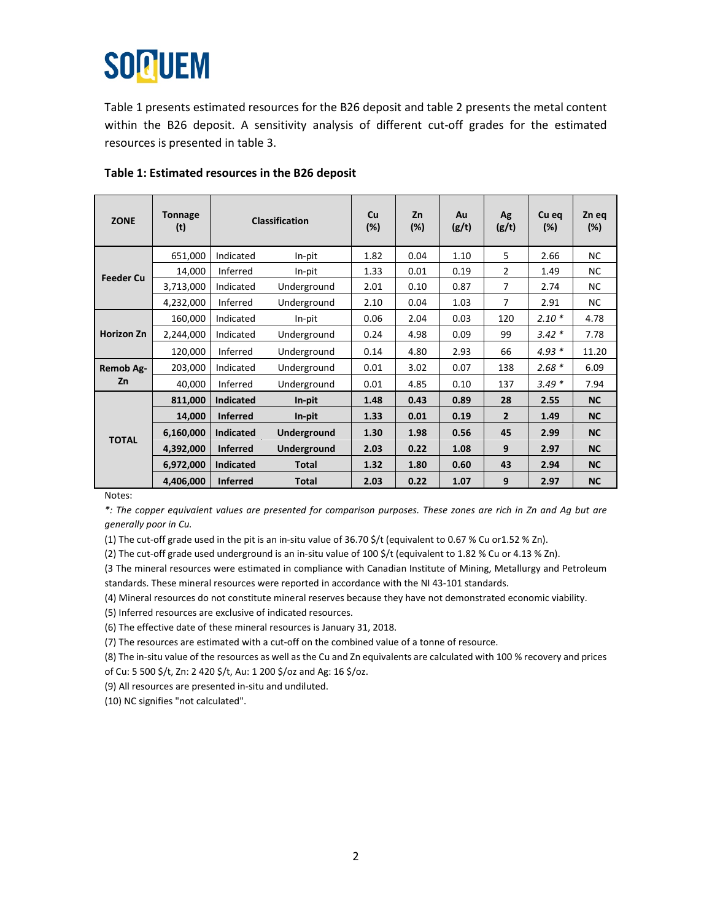# SOQUEM

Table 1 presents estimated resources for the B26 deposit and table 2 presents the metal content within the B26 deposit. A sensitivity analysis of different cut-off grades for the estimated resources is presented in table 3.

**Table 1: Estimated resources in the B26 deposit**

| ZONE | Tonnage (t) | Classification | | Cu (%) | Zn (%) | Au (g/t) | Ag (g/t) | Cu eq (%) | Zn eq (%) |
|---|---|---|---|---|---|---|---|---|---|
| Feeder Cu | 651,000 | Indicated | In-pit | 1.82 | 0.04 | 1.10 | 5 | 2.66 | NC |
| | 14,000 | Inferred | In-pit | 1.33 | 0.01 | 0.19 | 2 | 1.49 | NC |
| | 3,713,000 | Indicated | Underground | 2.01 | 0.10 | 0.87 | 7 | 2.74 | NC |
| | 4,232,000 | Inferred | Underground | 2.10 | 0.04 | 1.03 | 7 | 2.91 | NC |
| Horizon Zn | 160,000 | Indicated | In-pit | 0.06 | 2.04 | 0.03 | 120 | *2.10 ** | 4.78 |
| | 2,244,000 | Indicated | Underground | 0.24 | 4.98 | 0.09 | 99 | *3.42 ** | 7.78 |
| | 120,000 | Inferred | Underground | 0.14 | 4.80 | 2.93 | 66 | *4.93 ** | 11.20 |
| Remob Ag-Zn | 203,000 | Indicated | Underground | 0.01 | 3.02 | 0.07 | 138 | *2.68 ** | 6.09 |
| | 40,000 | Inferred | Underground | 0.01 | 4.85 | 0.10 | 137 | *3.49 ** | 7.94 |
| TOTAL | **811,000** | **Indicated** | **In-pit** | **1.48** | **0.43** | **0.89** | **28** | **2.55** | **NC** |
| | **14,000** | **Inferred** | **In-pit** | **1.33** | **0.01** | **0.19** | **2** | **1.49** | **NC** |
| | **6,160,000** | **Indicated** | **Underground** | **1.30** | **1.98** | **0.56** | **45** | **2.99** | **NC** |
| | **4,392,000** | **Inferred** | **Underground** | **2.03** | **0.22** | **1.08** | **9** | **2.97** | **NC** |
| | **6,972,000** | **Indicated** | **Total** | **1.32** | **1.80** | **0.60** | **43** | **2.94** | **NC** |
| | **4,406,000** | **Inferred** | **Total** | **2.03** | **0.22** | **1.07** | **9** | **2.97** | **NC** |

Notes:

**: The copper equivalent values are presented for comparison purposes. These zones are rich in Zn and Ag but are generally poor in Cu.*

(1) The cut-off grade used in the pit is an in-situ value of 36.70 $/t (equivalent to 0.67 % Cu or1.52 % Zn).

(2) The cut-off grade used underground is an in-situ value of 100 $/t (equivalent to 1.82 % Cu or 4.13 % Zn).

(3 The mineral resources were estimated in compliance with Canadian Institute of Mining, Metallurgy and Petroleum standards. These mineral resources were reported in accordance with the NI 43-101 standards.

(4) Mineral resources do not constitute mineral reserves because they have not demonstrated economic viability.

(5) Inferred resources are exclusive of indicated resources.

(6) The effective date of these mineral resources is January 31, 2018.

(7) The resources are estimated with a cut-off on the combined value of a tonne of resource.

(8) The in-situ value of the resources as well as the Cu and Zn equivalents are calculated with 100 % recovery and prices of Cu: 5 500 $/t, Zn: 2 420 $/t, Au: 1 200 $/oz and Ag: 16 $/oz.

(9) All resources are presented in-situ and undiluted.

(10) NC signifies "not calculated".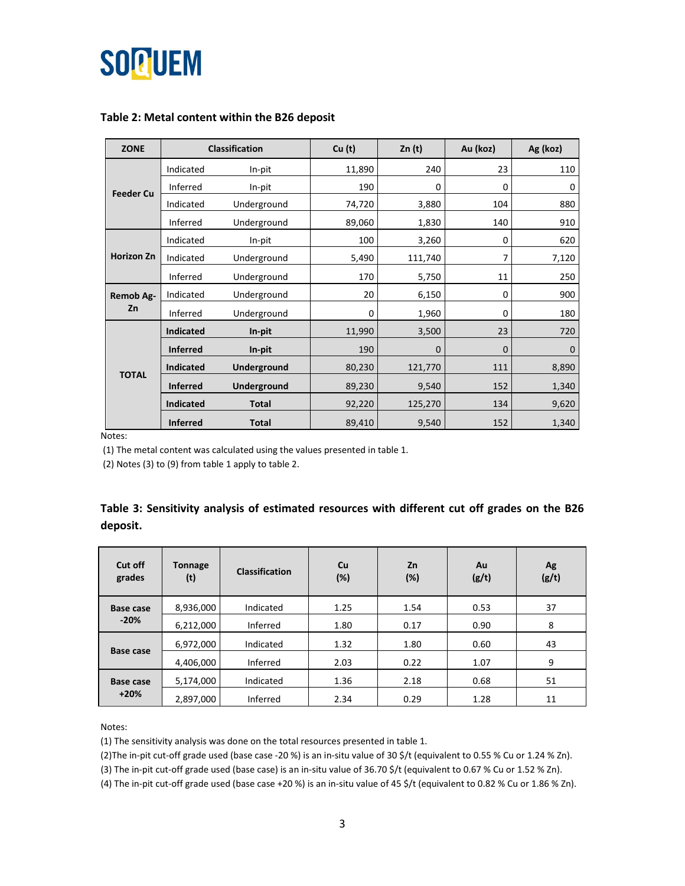SOQUEM

**Table 2: Metal content within the B26 deposit**

| ZONE | Classification | | Cu (t) | Zn (t) | Au (koz) | Ag (koz) |
|---|---|---|---|---|---|---|
| Feeder Cu | Indicated | In-pit | 11,890 | 240 | 23 | 110 |
| | Inferred | In-pit | 190 | 0 | 0 | 0 |
| | Indicated | Underground | 74,720 | 3,880 | 104 | 880 |
| | Inferred | Underground | 89,060 | 1,830 | 140 | 910 |
| Horizon Zn | Indicated | In-pit | 100 | 3,260 | 0 | 620 |
| | Indicated | Underground | 5,490 | 111,740 | 7 | 7,120 |
| | Inferred | Underground | 170 | 5,750 | 11 | 250 |
| Remob Ag-Zn | Indicated | Underground | 20 | 6,150 | 0 | 900 |
| | Inferred | Underground | 0 | 1,960 | 0 | 180 |
| TOTAL | **Indicated** | **In-pit** | 11,990 | 3,500 | 23 | 720 |
| | **Inferred** | **In-pit** | 190 | 0 | 0 | 0 |
| | **Indicated** | **Underground** | 80,230 | 121,770 | 111 | 8,890 |
| | **Inferred** | **Underground** | 89,230 | 9,540 | 152 | 1,340 |
| | **Indicated** | **Total** | 92,220 | 125,270 | 134 | 9,620 |
| | **Inferred** | **Total** | 89,410 | 9,540 | 152 | 1,340 |

Notes:

(1) The metal content was calculated using the values presented in table 1.

(2) Notes (3) to (9) from table 1 apply to table 2.

**Table 3: Sensitivity analysis of estimated resources with different cut off grades on the B26 deposit.**

| Cut off grades | Tonnage (t) | Classification | Cu (%) | Zn (%) | Au (g/t) | Ag (g/t) |
|---|---|---|---|---|---|---|
| Base case -20% | 8,936,000 | Indicated | 1.25 | 1.54 | 0.53 | 37 |
| | 6,212,000 | Inferred | 1.80 | 0.17 | 0.90 | 8 |
| Base case | 6,972,000 | Indicated | 1.32 | 1.80 | 0.60 | 43 |
| | 4,406,000 | Inferred | 2.03 | 0.22 | 1.07 | 9 |
| Base case +20% | 5,174,000 | Indicated | 1.36 | 2.18 | 0.68 | 51 |
| | 2,897,000 | Inferred | 2.34 | 0.29 | 1.28 | 11 |

Notes:

(1) The sensitivity analysis was done on the total resources presented in table 1.

(2)The in-pit cut-off grade used (base case -20 %) is an in-situ value of 30 $/t (equivalent to 0.55 % Cu or 1.24 % Zn).

(3) The in-pit cut-off grade used (base case) is an in-situ value of 36.70 $/t (equivalent to 0.67 % Cu or 1.52 % Zn).

(4) The in-pit cut-off grade used (base case +20 %) is an in-situ value of 45 $/t (equivalent to 0.82 % Cu or 1.86 % Zn).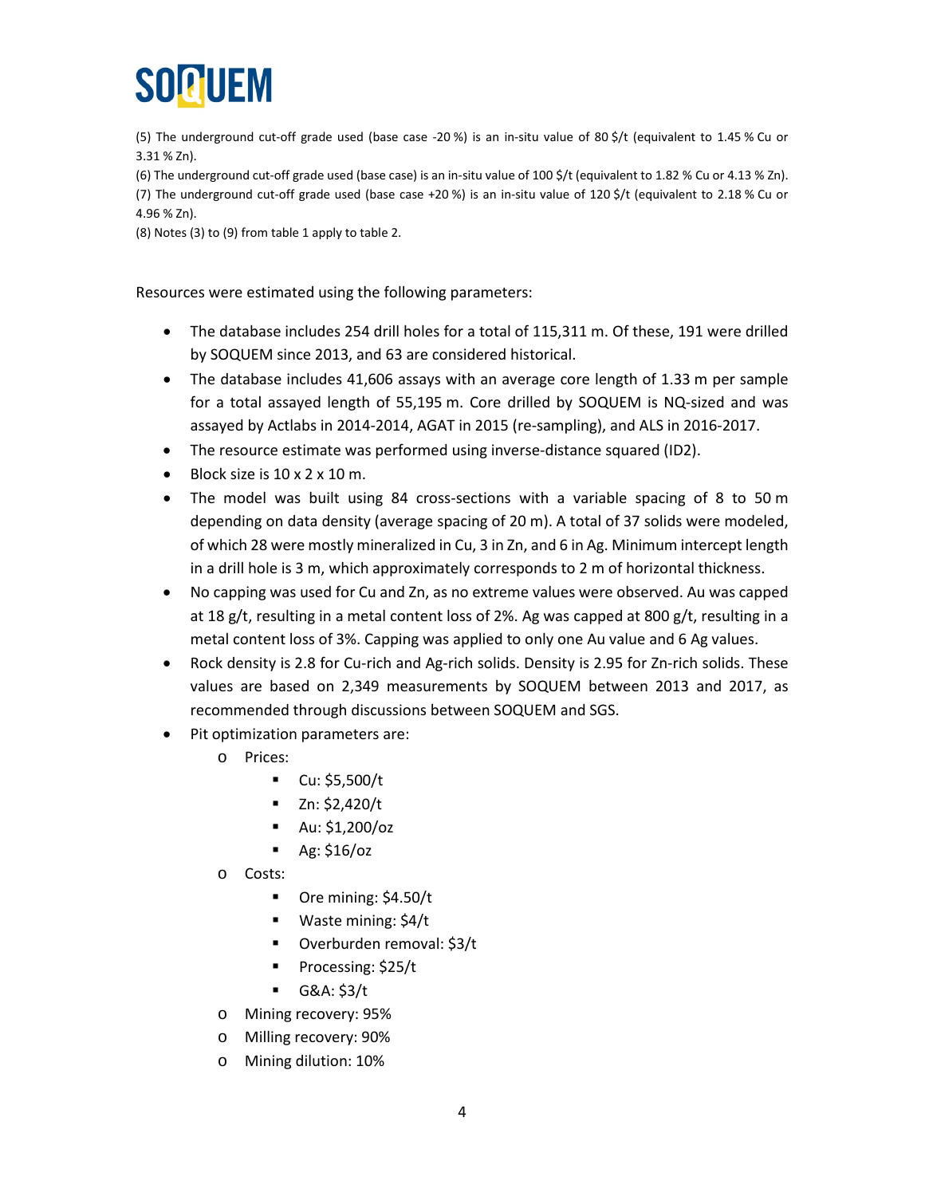(5) The underground cut-off grade used (base case -20 %) is an in-situ value of 80 $/t (equivalent to 1.45 % Cu or 3.31 % Zn).

(6) The underground cut-off grade used (base case) is an in-situ value of 100 $/t (equivalent to 1.82 % Cu or 4.13 % Zn).

(7) The underground cut-off grade used (base case +20 %) is an in-situ value of 120 $/t (equivalent to 2.18 % Cu or 4.96 % Zn).

(8) Notes (3) to (9) from table 1 apply to table 2.

Resources were estimated using the following parameters:

- The database includes 254 drill holes for a total of 115,311 m. Of these, 191 were drilled by SOQUEM since 2013, and 63 are considered historical.
- The database includes 41,606 assays with an average core length of 1.33 m per sample for a total assayed length of 55,195 m. Core drilled by SOQUEM is NQ-sized and was assayed by Actlabs in 2014-2014, AGAT in 2015 (re-sampling), and ALS in 2016-2017.
- The resource estimate was performed using inverse-distance squared (ID2).
- Block size is 10 x 2 x 10 m.
- The model was built using 84 cross-sections with a variable spacing of 8 to 50 m depending on data density (average spacing of 20 m). A total of 37 solids were modeled, of which 28 were mostly mineralized in Cu, 3 in Zn, and 6 in Ag. Minimum intercept length in a drill hole is 3 m, which approximately corresponds to 2 m of horizontal thickness.
- No capping was used for Cu and Zn, as no extreme values were observed. Au was capped at 18 g/t, resulting in a metal content loss of 2%. Ag was capped at 800 g/t, resulting in a metal content loss of 3%. Capping was applied to only one Au value and 6 Ag values.
- Rock density is 2.8 for Cu-rich and Ag-rich solids. Density is 2.95 for Zn-rich solids. These values are based on 2,349 measurements by SOQUEM between 2013 and 2017, as recommended through discussions between SOQUEM and SGS.
- Pit optimization parameters are:
  - Prices:
    - Cu: $5,500/t
    - Zn: $2,420/t
    - Au: $1,200/oz
    - Ag: $16/oz
  - Costs:
    - Ore mining: $4.50/t
    - Waste mining: $4/t
    - Overburden removal: $3/t
    - Processing: $25/t
    - G&A: $3/t
  - Mining recovery: 95%
  - Milling recovery: 90%
  - Mining dilution: 10%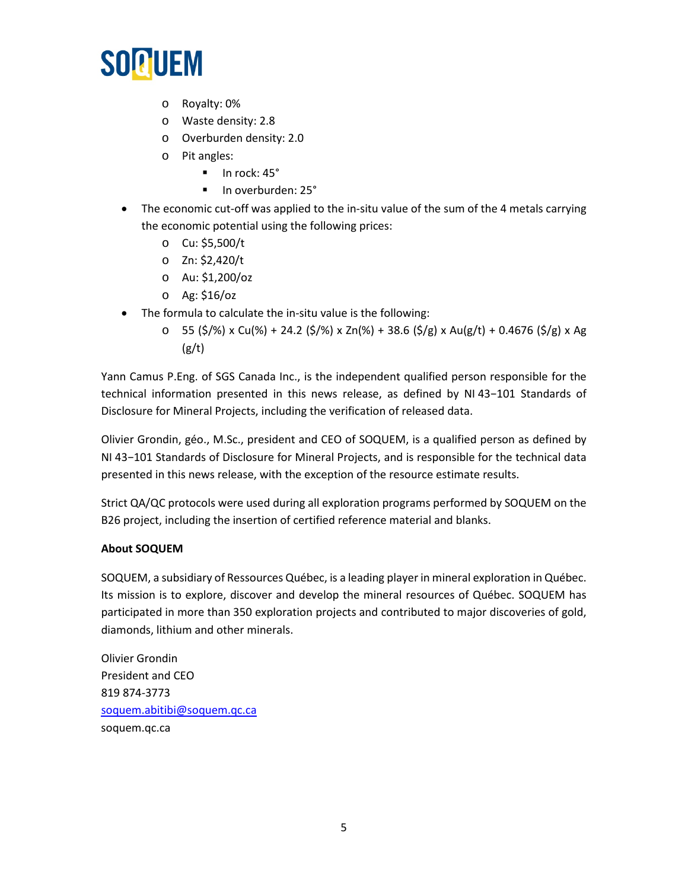- Royalty: 0%
  - Waste density: 2.8
  - Overburden density: 2.0
  - Pit angles:
    - In rock: 45°
    - In overburden: 25°
- The economic cut-off was applied to the in-situ value of the sum of the 4 metals carrying the economic potential using the following prices:
  - Cu: $5,500/t
  - Zn: $2,420/t
  - Au: $1,200/oz
  - Ag: $16/oz
- The formula to calculate the in-situ value is the following:
  - 55 ($/%) x Cu(%) + 24.2 ($/%) x Zn(%) + 38.6 ($/g) x Au(g/t) + 0.4676 ($/g) x Ag (g/t)

Yann Camus P.Eng. of SGS Canada Inc., is the independent qualified person responsible for the technical information presented in this news release, as defined by NI 43−101 Standards of Disclosure for Mineral Projects, including the verification of released data.

Olivier Grondin, géo., M.Sc., president and CEO of SOQUEM, is a qualified person as defined by NI 43−101 Standards of Disclosure for Mineral Projects, and is responsible for the technical data presented in this news release, with the exception of the resource estimate results.

Strict QA/QC protocols were used during all exploration programs performed by SOQUEM on the B26 project, including the insertion of certified reference material and blanks.

**About SOQUEM**

SOQUEM, a subsidiary of Ressources Québec, is a leading player in mineral exploration in Québec. Its mission is to explore, discover and develop the mineral resources of Québec. SOQUEM has participated in more than 350 exploration projects and contributed to major discoveries of gold, diamonds, lithium and other minerals.

Olivier Grondin
President and CEO
819 874-3773
soquem.abitibi@soquem.qc.ca
soquem.qc.ca